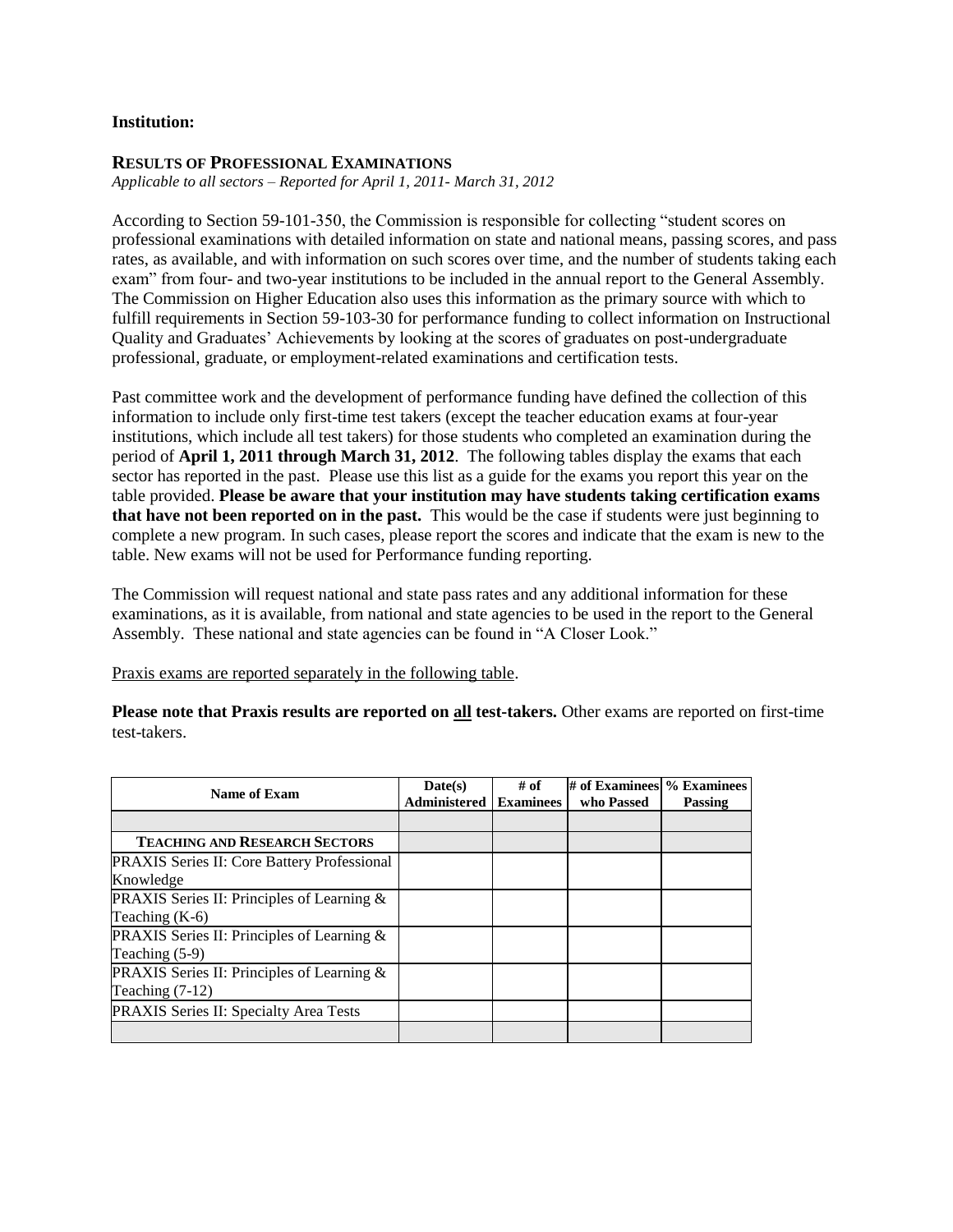**Institution:**

## RESULTS OF PROFESSIONAL EXAMINATIONS

*Applicable to all sectors – Reported for April 1, 2011- March 31, 2012*

According to Section 59-101-350, the Commission is responsible for collecting "student scores on professional examinations with detailed information on state and national means, passing scores, and pass rates, as available, and with information on such scores over time, and the number of students taking each exam" from four- and two-year institutions to be included in the annual report to the General Assembly. The Commission on Higher Education also uses this information as the primary source with which to fulfill requirements in Section 59-103-30 for performance funding to collect information on Instructional Quality and Graduates' Achievements by looking at the scores of graduates on post-undergraduate professional, graduate, or employment-related examinations and certification tests.

Past committee work and the development of performance funding have defined the collection of this information to include only first-time test takers (except the teacher education exams at four-year institutions, which include all test takers) for those students who completed an examination during the period of **April 1, 2011 through March 31, 2012**. The following tables display the exams that each sector has reported in the past. Please use this list as a guide for the exams you report this year on the table provided. **Please be aware that your institution may have students taking certification exams that have not been reported on in the past.** This would be the case if students were just beginning to complete a new program. In such cases, please report the scores and indicate that the exam is new to the table. New exams will not be used for Performance funding reporting.

The Commission will request national and state pass rates and any additional information for these examinations, as it is available, from national and state agencies to be used in the report to the General Assembly. These national and state agencies can be found in "A Closer Look."

Praxis exams are reported separately in the following table.

**Please note that Praxis results are reported on all test-takers.** Other exams are reported on first-time test-takers.

| Name of Exam | Date(s) Administered | # of Examinees | # of Examinees who Passed | % Examinees Passing |
|---|---|---|---|---|
| | | | | |
| **TEACHING AND RESEARCH SECTORS** | | | | |
| PRAXIS Series II: Core Battery Professional Knowledge | | | | |
| PRAXIS Series II: Principles of Learning & Teaching (K-6) | | | | |
| PRAXIS Series II: Principles of Learning & Teaching (5-9) | | | | |
| PRAXIS Series II: Principles of Learning & Teaching (7-12) | | | | |
| PRAXIS Series II: Specialty Area Tests | | | | |
| | | | | |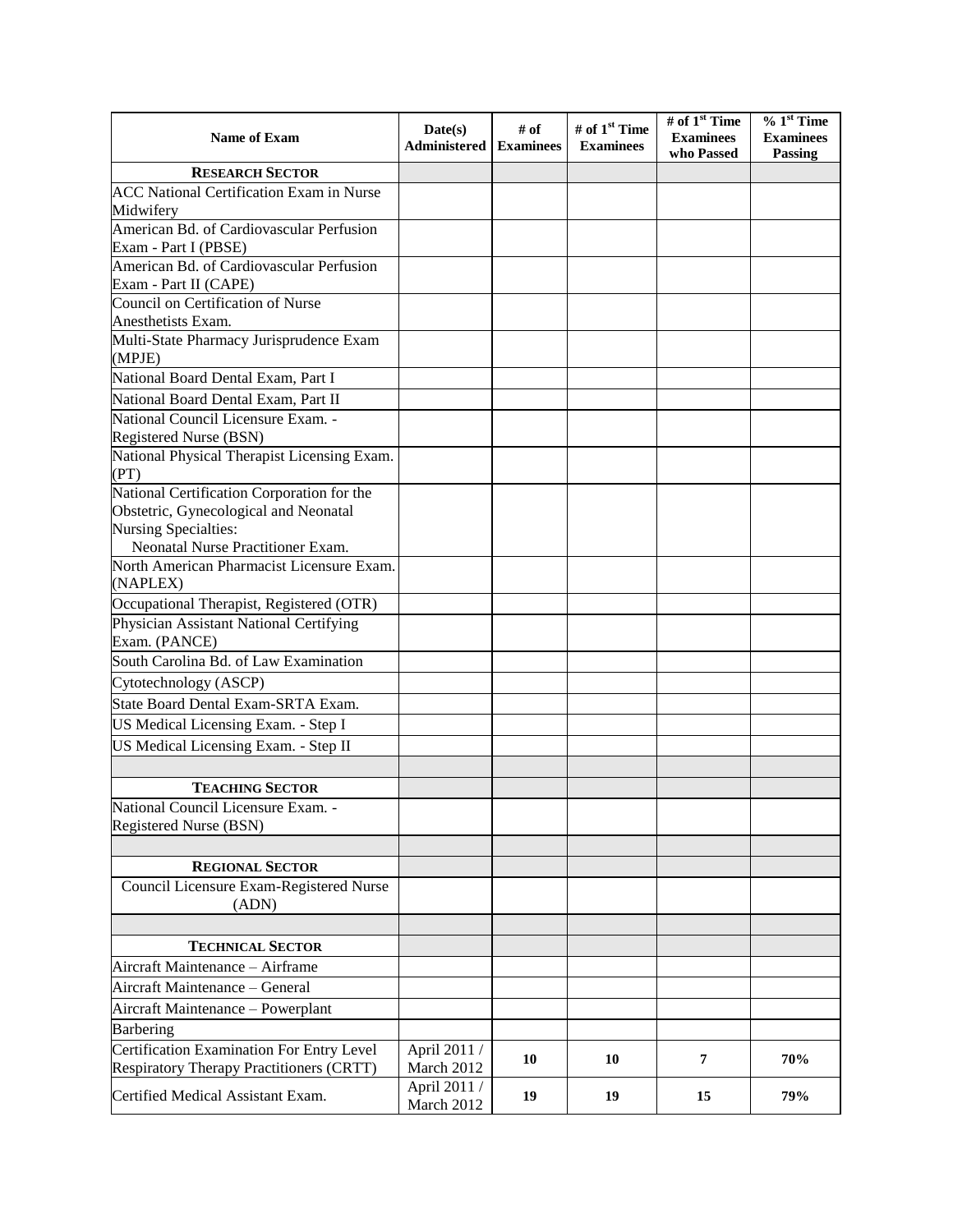| Name of Exam | Date(s) Administered | # of Examinees | # of 1st Time Examinees | # of 1st Time Examinees who Passed | % 1st Time Examinees Passing |
|---|---|---|---|---|---|
| **RESEARCH SECTOR** | | | | | |
| ACC National Certification Exam in Nurse Midwifery | | | | | |
| American Bd. of Cardiovascular Perfusion Exam - Part I (PBSE) | | | | | |
| American Bd. of Cardiovascular Perfusion Exam - Part II (CAPE) | | | | | |
| Council on Certification of Nurse Anesthetists Exam. | | | | | |
| Multi-State Pharmacy Jurisprudence Exam (MPJE) | | | | | |
| National Board Dental Exam, Part I | | | | | |
| National Board Dental Exam, Part II | | | | | |
| National Council Licensure Exam. - Registered Nurse (BSN) | | | | | |
| National Physical Therapist Licensing Exam. (PT) | | | | | |
| National Certification Corporation for the Obstetric, Gynecological and Neonatal Nursing Specialties: Neonatal Nurse Practitioner Exam. | | | | | |
| North American Pharmacist Licensure Exam. (NAPLEX) | | | | | |
| Occupational Therapist, Registered (OTR) | | | | | |
| Physician Assistant National Certifying Exam. (PANCE) | | | | | |
| South Carolina Bd. of Law Examination | | | | | |
| Cytotechnology (ASCP) | | | | | |
| State Board Dental Exam-SRTA Exam. | | | | | |
| US Medical Licensing Exam. - Step I | | | | | |
| US Medical Licensing Exam. - Step II | | | | | |
| | | | | | |
| **TEACHING SECTOR** | | | | | |
| National Council Licensure Exam. - Registered Nurse (BSN) | | | | | |
| | | | | | |
| **REGIONAL SECTOR** | | | | | |
| Council Licensure Exam-Registered Nurse (ADN) | | | | | |
| | | | | | |
| **TECHNICAL SECTOR** | | | | | |
| Aircraft Maintenance – Airframe | | | | | |
| Aircraft Maintenance – General | | | | | |
| Aircraft Maintenance – Powerplant | | | | | |
| Barbering | | | | | |
| Certification Examination For Entry Level Respiratory Therapy Practitioners (CRTT) | April 2011 / March 2012 | **10** | **10** | **7** | **70%** |
| Certified Medical Assistant Exam. | April 2011 / March 2012 | **19** | **19** | **15** | **79%** |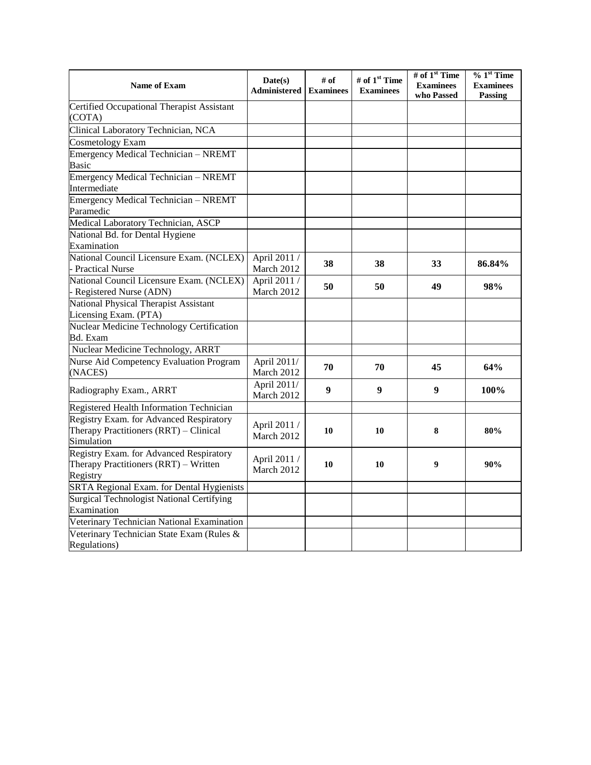| Name of Exam | Date(s) Administered | # of Examinees | # of 1st Time Examinees | # of 1st Time Examinees who Passed | % 1st Time Examinees Passing |
|---|---|---|---|---|---|
| Certified Occupational Therapist Assistant (COTA) | | | | | |
| Clinical Laboratory Technician, NCA | | | | | |
| Cosmetology Exam | | | | | |
| Emergency Medical Technician – NREMT Basic | | | | | |
| Emergency Medical Technician – NREMT Intermediate | | | | | |
| Emergency Medical Technician – NREMT Paramedic | | | | | |
| Medical Laboratory Technician, ASCP | | | | | |
| National Bd. for Dental Hygiene Examination | | | | | |
| National Council Licensure Exam. (NCLEX) - Practical Nurse | April 2011 / March 2012 | **38** | **38** | **33** | **86.84%** |
| National Council Licensure Exam. (NCLEX) - Registered Nurse (ADN) | April 2011 / March 2012 | **50** | **50** | **49** | **98%** |
| National Physical Therapist Assistant Licensing Exam. (PTA) | | | | | |
| Nuclear Medicine Technology Certification Bd. Exam | | | | | |
| Nuclear Medicine Technology, ARRT | | | | | |
| Nurse Aid Competency Evaluation Program (NACES) | April 2011/ March 2012 | **70** | **70** | **45** | **64%** |
| Radiography Exam., ARRT | April 2011/ March 2012 | **9** | **9** | **9** | **100%** |
| Registered Health Information Technician | | | | | |
| Registry Exam. for Advanced Respiratory Therapy Practitioners (RRT) – Clinical Simulation | April 2011 / March 2012 | **10** | **10** | **8** | **80%** |
| Registry Exam. for Advanced Respiratory Therapy Practitioners (RRT) – Written Registry | April 2011 / March 2012 | **10** | **10** | **9** | **90%** |
| SRTA Regional Exam. for Dental Hygienists | | | | | |
| Surgical Technologist National Certifying Examination | | | | | |
| Veterinary Technician National Examination | | | | | |
| Veterinary Technician State Exam (Rules & Regulations) | | | | | |